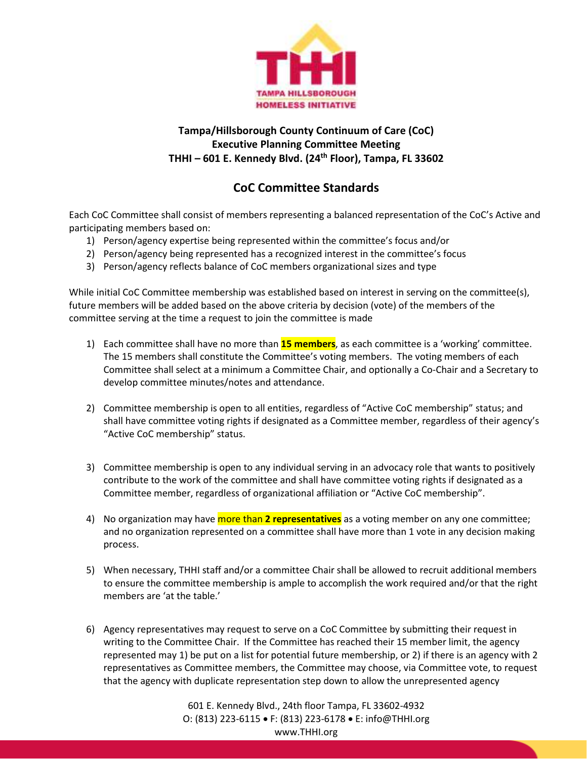**Tampa/Hillsborough County Continuum of Care (CoC)**
**Executive Planning Committee Meeting**
**THHI – 601 E. Kennedy Blvd. (24th Floor), Tampa, FL 33602**

## CoC Committee Standards

Each CoC Committee shall consist of members representing a balanced representation of the CoC's Active and participating members based on:

1) Person/agency expertise being represented within the committee's focus and/or
2) Person/agency being represented has a recognized interest in the committee's focus
3) Person/agency reflects balance of CoC members organizational sizes and type

While initial CoC Committee membership was established based on interest in serving on the committee(s), future members will be added based on the above criteria by decision (vote) of the members of the committee serving at the time a request to join the committee is made

1) Each committee shall have no more than **15 members**, as each committee is a 'working' committee. The 15 members shall constitute the Committee's voting members. The voting members of each Committee shall select at a minimum a Committee Chair, and optionally a Co-Chair and a Secretary to develop committee minutes/notes and attendance.

2) Committee membership is open to all entities, regardless of "Active CoC membership" status; and shall have committee voting rights if designated as a Committee member, regardless of their agency's "Active CoC membership" status.

3) Committee membership is open to any individual serving in an advocacy role that wants to positively contribute to the work of the committee and shall have committee voting rights if designated as a Committee member, regardless of organizational affiliation or "Active CoC membership".

4) No organization may have more than **2 representatives** as a voting member on any one committee; and no organization represented on a committee shall have more than 1 vote in any decision making process.

5) When necessary, THHI staff and/or a committee Chair shall be allowed to recruit additional members to ensure the committee membership is ample to accomplish the work required and/or that the right members are 'at the table.'

6) Agency representatives may request to serve on a CoC Committee by submitting their request in writing to the Committee Chair. If the Committee has reached their 15 member limit, the agency represented may 1) be put on a list for potential future membership, or 2) if there is an agency with 2 representatives as Committee members, the Committee may choose, via Committee vote, to request that the agency with duplicate representation step down to allow the unrepresented agency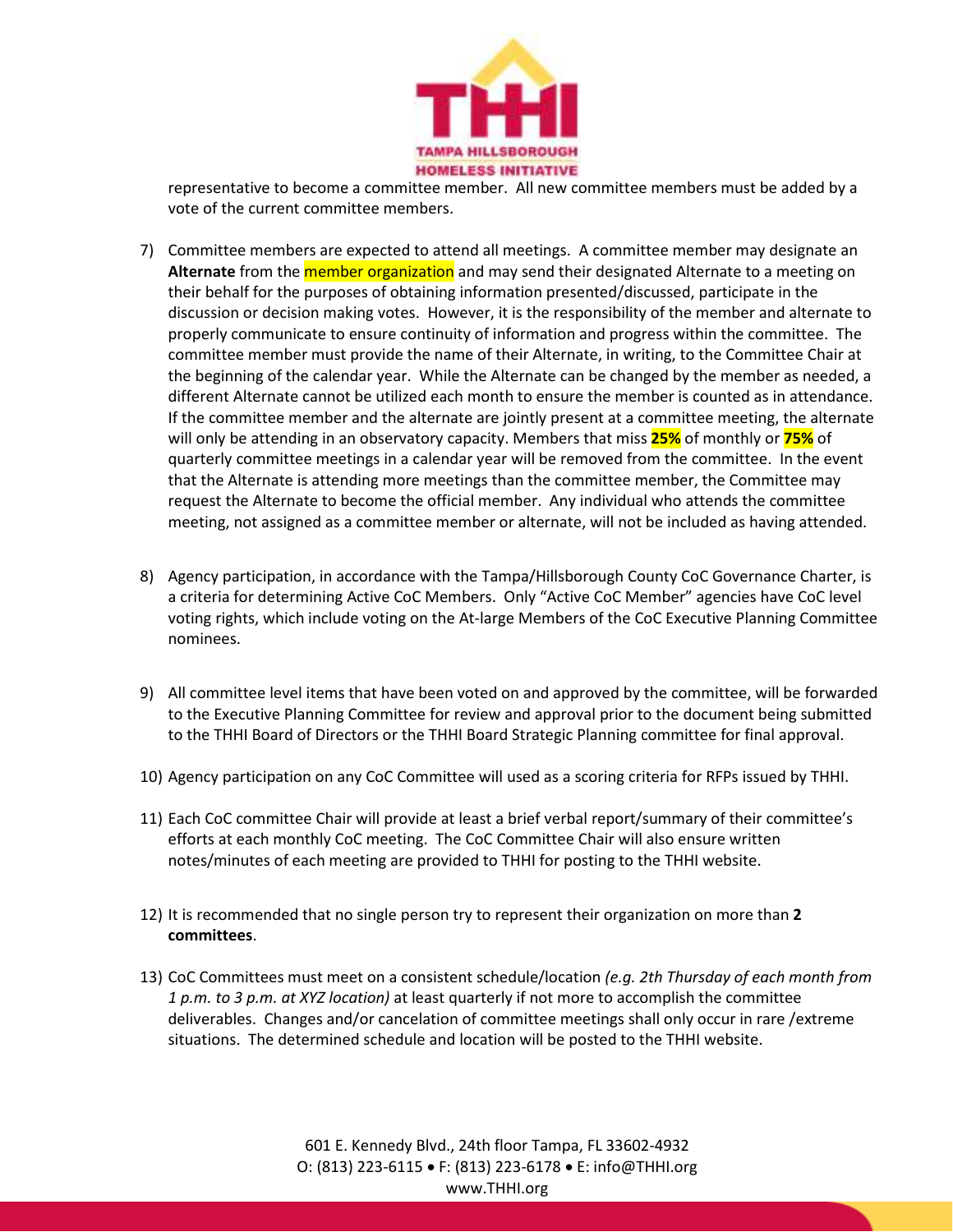representative to become a committee member. All new committee members must be added by a vote of the current committee members.

7) Committee members are expected to attend all meetings. A committee member may designate an **Alternate** from the member organization and may send their designated Alternate to a meeting on their behalf for the purposes of obtaining information presented/discussed, participate in the discussion or decision making votes. However, it is the responsibility of the member and alternate to properly communicate to ensure continuity of information and progress within the committee. The committee member must provide the name of their Alternate, in writing, to the Committee Chair at the beginning of the calendar year. While the Alternate can be changed by the member as needed, a different Alternate cannot be utilized each month to ensure the member is counted as in attendance. If the committee member and the alternate are jointly present at a committee meeting, the alternate will only be attending in an observatory capacity. Members that miss **25%** of monthly or **75%** of quarterly committee meetings in a calendar year will be removed from the committee. In the event that the Alternate is attending more meetings than the committee member, the Committee may request the Alternate to become the official member. Any individual who attends the committee meeting, not assigned as a committee member or alternate, will not be included as having attended.

8) Agency participation, in accordance with the Tampa/Hillsborough County CoC Governance Charter, is a criteria for determining Active CoC Members. Only "Active CoC Member" agencies have CoC level voting rights, which include voting on the At-large Members of the CoC Executive Planning Committee nominees.

9) All committee level items that have been voted on and approved by the committee, will be forwarded to the Executive Planning Committee for review and approval prior to the document being submitted to the THHI Board of Directors or the THHI Board Strategic Planning committee for final approval.

10) Agency participation on any CoC Committee will used as a scoring criteria for RFPs issued by THHI.

11) Each CoC committee Chair will provide at least a brief verbal report/summary of their committee's efforts at each monthly CoC meeting. The CoC Committee Chair will also ensure written notes/minutes of each meeting are provided to THHI for posting to the THHI website.

12) It is recommended that no single person try to represent their organization on more than **2 committees**.

13) CoC Committees must meet on a consistent schedule/location *(e.g. 2th Thursday of each month from 1 p.m. to 3 p.m. at XYZ location)* at least quarterly if not more to accomplish the committee deliverables. Changes and/or cancelation of committee meetings shall only occur in rare /extreme situations. The determined schedule and location will be posted to the THHI website.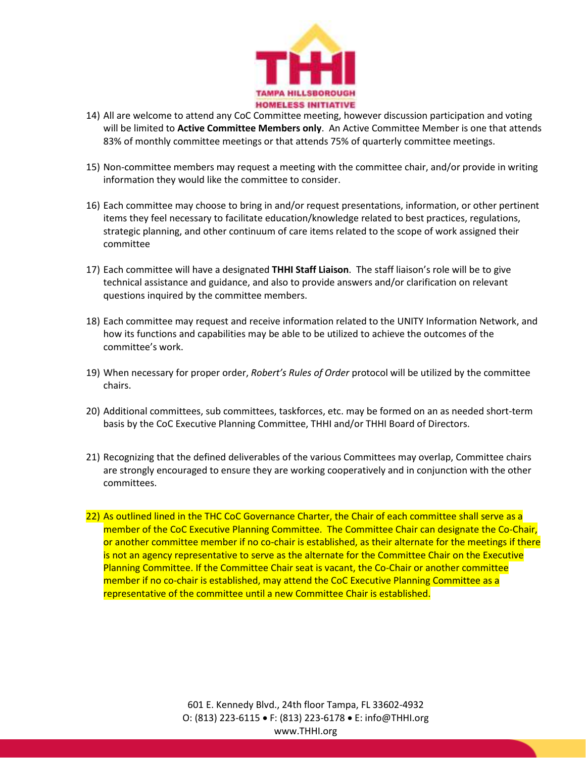14) All are welcome to attend any CoC Committee meeting, however discussion participation and voting will be limited to **Active Committee Members only**. An Active Committee Member is one that attends 83% of monthly committee meetings or that attends 75% of quarterly committee meetings.

15) Non-committee members may request a meeting with the committee chair, and/or provide in writing information they would like the committee to consider.

16) Each committee may choose to bring in and/or request presentations, information, or other pertinent items they feel necessary to facilitate education/knowledge related to best practices, regulations, strategic planning, and other continuum of care items related to the scope of work assigned their committee

17) Each committee will have a designated **THHI Staff Liaison**. The staff liaison's role will be to give technical assistance and guidance, and also to provide answers and/or clarification on relevant questions inquired by the committee members.

18) Each committee may request and receive information related to the UNITY Information Network, and how its functions and capabilities may be able to be utilized to achieve the outcomes of the committee's work.

19) When necessary for proper order, *Robert's Rules of Order* protocol will be utilized by the committee chairs.

20) Additional committees, sub committees, taskforces, etc. may be formed on an as needed short-term basis by the CoC Executive Planning Committee, THHI and/or THHI Board of Directors.

21) Recognizing that the defined deliverables of the various Committees may overlap, Committee chairs are strongly encouraged to ensure they are working cooperatively and in conjunction with the other committees.

22) As outlined lined in the THC CoC Governance Charter, the Chair of each committee shall serve as a member of the CoC Executive Planning Committee. The Committee Chair can designate the Co-Chair, or another committee member if no co-chair is established, as their alternate for the meetings if there is not an agency representative to serve as the alternate for the Committee Chair on the Executive Planning Committee. If the Committee Chair seat is vacant, the Co-Chair or another committee member if no co-chair is established, may attend the CoC Executive Planning Committee as a representative of the committee until a new Committee Chair is established.